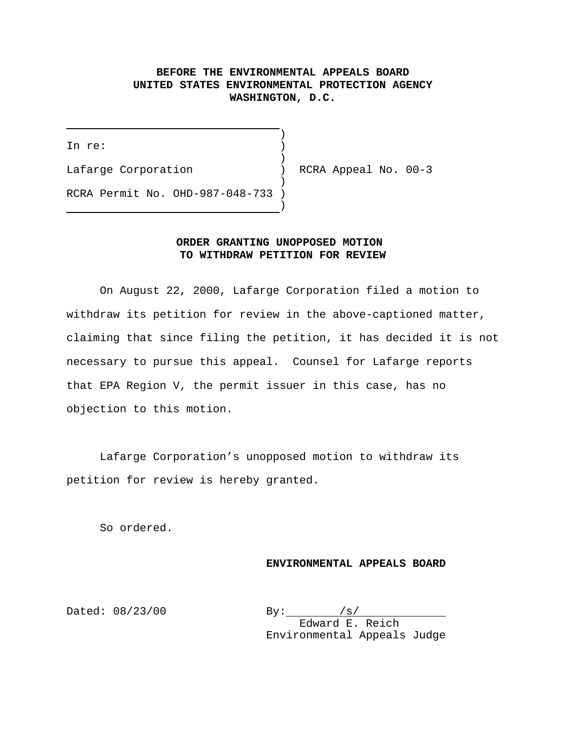**BEFORE THE ENVIRONMENTAL APPEALS BOARD**
**UNITED STATES ENVIRONMENTAL PROTECTION AGENCY**
**WASHINGTON, D.C.**

| | |
|---|---|
| In re: | |
| Lafarge Corporation | RCRA Appeal No. 00-3 |
| RCRA Permit No. OHD-987-048-733 | |

**ORDER GRANTING UNOPPOSED MOTION TO WITHDRAW PETITION FOR REVIEW**

On August 22, 2000, Lafarge Corporation filed a motion to withdraw its petition for review in the above-captioned matter, claiming that since filing the petition, it has decided it is not necessary to pursue this appeal. Counsel for Lafarge reports that EPA Region V, the permit issuer in this case, has no objection to this motion.

Lafarge Corporation's unopposed motion to withdraw its petition for review is hereby granted.

So ordered.

**ENVIRONMENTAL APPEALS BOARD**

Dated: 08/23/00

By: /s/
Edward E. Reich
Environmental Appeals Judge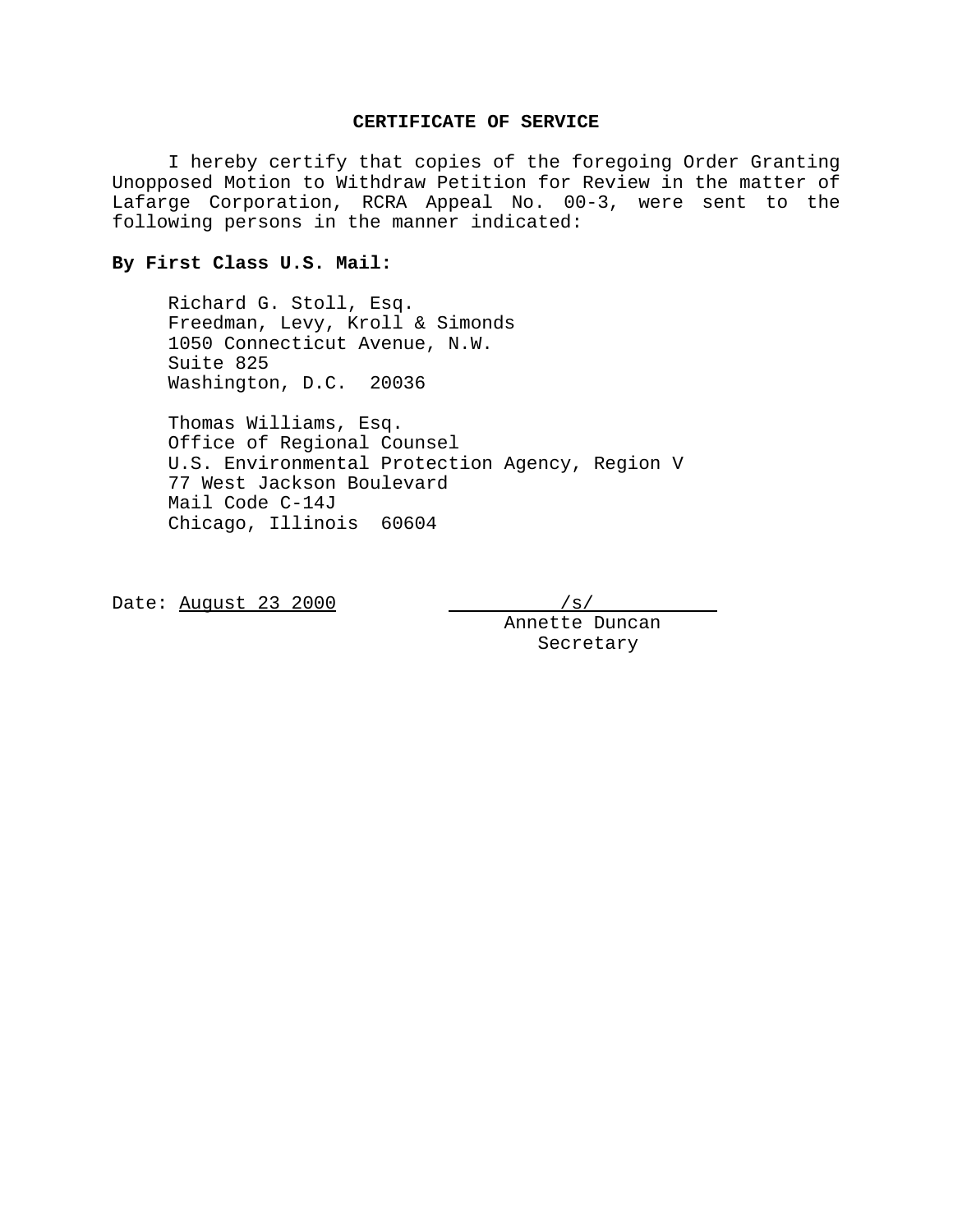## CERTIFICATE OF SERVICE

I hereby certify that copies of the foregoing Order Granting Unopposed Motion to Withdraw Petition for Review in the matter of Lafarge Corporation, RCRA Appeal No. 00-3, were sent to the following persons in the manner indicated:

**By First Class U.S. Mail:**

Richard G. Stoll, Esq.
Freedman, Levy, Kroll & Simonds
1050 Connecticut Avenue, N.W.
Suite 825
Washington, D.C. 20036

Thomas Williams, Esq.
Office of Regional Counsel
U.S. Environmental Protection Agency, Region V
77 West Jackson Boulevard
Mail Code C-14J
Chicago, Illinois 60604

Date: August 23 2000

/s/
Annette Duncan
Secretary